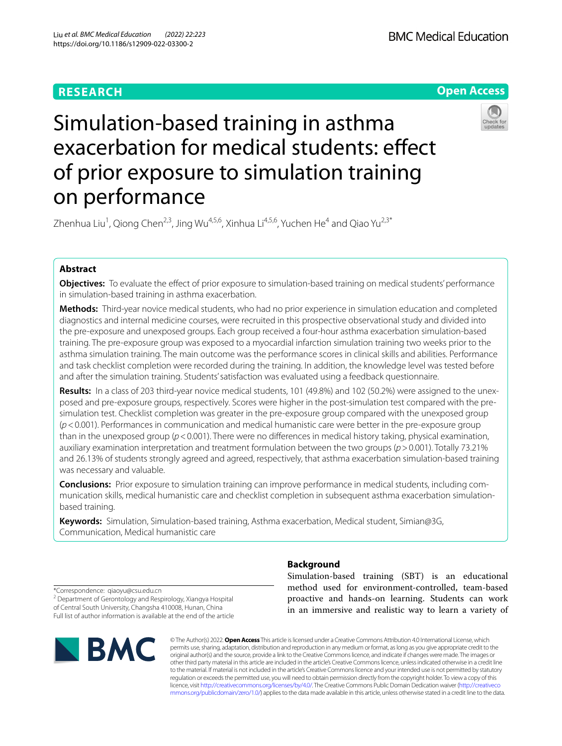**RESEARCH** | **Open Access**

# Simulation-based training in asthma exacerbation for medical students: effect of prior exposure to simulation training on performance

Zhenhua Liu[1], Qiong Chen[2,3], Jing Wu[4,5,6], Xinhua Li[4,5,6], Yuchen He[4] and Qiao Yu[2,3*]

## Abstract

**Objectives:** To evaluate the effect of prior exposure to simulation-based training on medical students' performance in simulation-based training in asthma exacerbation.

**Methods:** Third-year novice medical students, who had no prior experience in simulation education and completed diagnostics and internal medicine courses, were recruited in this prospective observational study and divided into the pre-exposure and unexposed groups. Each group received a four-hour asthma exacerbation simulation-based training. The pre-exposure group was exposed to a myocardial infarction simulation training two weeks prior to the asthma simulation training. The main outcome was the performance scores in clinical skills and abilities. Performance and task checklist completion were recorded during the training. In addition, the knowledge level was tested before and after the simulation training. Students' satisfaction was evaluated using a feedback questionnaire.

**Results:** In a class of 203 third-year novice medical students, 101 (49.8%) and 102 (50.2%) were assigned to the unexposed and pre-exposure groups, respectively. Scores were higher in the post-simulation test compared with the pre-simulation test. Checklist completion was greater in the pre-exposure group compared with the unexposed group ($p < 0.001$). Performances in communication and medical humanistic care were better in the pre-exposure group than in the unexposed group ($p < 0.001$). There were no differences in medical history taking, physical examination, auxiliary examination interpretation and treatment formulation between the two groups ($p > 0.001$). Totally 73.21% and 26.13% of students strongly agreed and agreed, respectively, that asthma exacerbation simulation-based training was necessary and valuable.

**Conclusions:** Prior exposure to simulation training can improve performance in medical students, including communication skills, medical humanistic care and checklist completion in subsequent asthma exacerbation simulation-based training.

**Keywords:** Simulation, Simulation-based training, Asthma exacerbation, Medical student, Simian@3G, Communication, Medical humanistic care

## Background

Simulation-based training (SBT) is an educational method used for environment-controlled, team-based proactive and hands-on learning. Students can work in an immersive and realistic way to learn a variety of

*Correspondence: qiaoyu@csu.edu.cn
[2] Department of Gerontology and Respirology, Xiangya Hospital of Central South University, Changsha 410008, Hunan, China
Full list of author information is available at the end of the article

© The Author(s) 2022. **Open Access** This article is licensed under a Creative Commons Attribution 4.0 International License, which permits use, sharing, adaptation, distribution and reproduction in any medium or format, as long as you give appropriate credit to the original author(s) and the source, provide a link to the Creative Commons licence, and indicate if changes were made. The images or other third party material in this article are included in the article's Creative Commons licence, unless indicated otherwise in a credit line to the material. If material is not included in the article's Creative Commons licence and your intended use is not permitted by statutory regulation or exceeds the permitted use, you will need to obtain permission directly from the copyright holder. To view a copy of this licence, visit http://creativecommons.org/licenses/by/4.0/. The Creative Commons Public Domain Dedication waiver (http://creativecommons.org/publicdomain/zero/1.0/) applies to the data made available in this article, unless otherwise stated in a credit line to the data.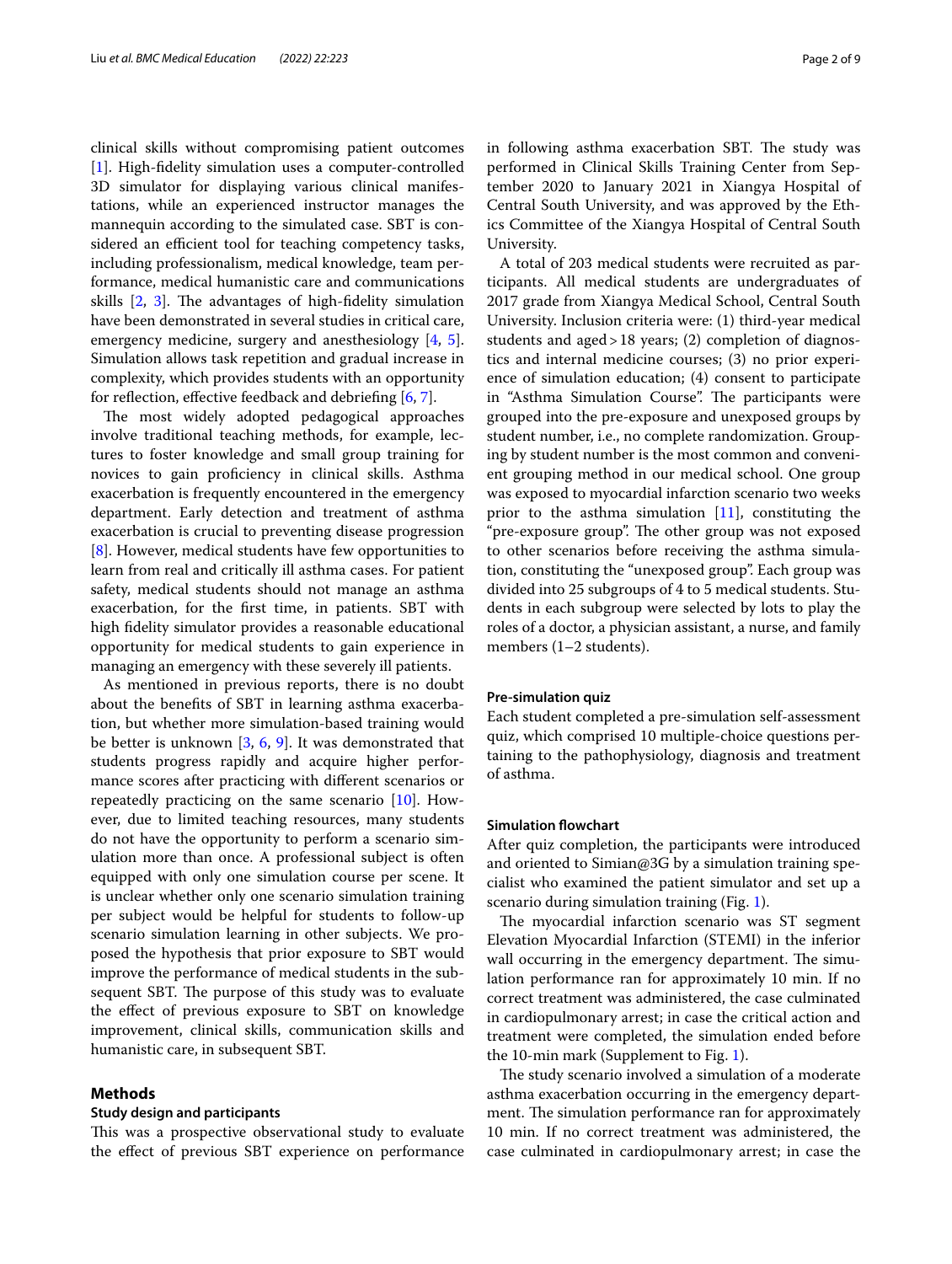clinical skills without compromising patient outcomes [1]. High-fidelity simulation uses a computer-controlled 3D simulator for displaying various clinical manifestations, while an experienced instructor manages the mannequin according to the simulated case. SBT is considered an efficient tool for teaching competency tasks, including professionalism, medical knowledge, team performance, medical humanistic care and communications skills [2, 3]. The advantages of high-fidelity simulation have been demonstrated in several studies in critical care, emergency medicine, surgery and anesthesiology [4, 5]. Simulation allows task repetition and gradual increase in complexity, which provides students with an opportunity for reflection, effective feedback and debriefing [6, 7].

The most widely adopted pedagogical approaches involve traditional teaching methods, for example, lectures to foster knowledge and small group training for novices to gain proficiency in clinical skills. Asthma exacerbation is frequently encountered in the emergency department. Early detection and treatment of asthma exacerbation is crucial to preventing disease progression [8]. However, medical students have few opportunities to learn from real and critically ill asthma cases. For patient safety, medical students should not manage an asthma exacerbation, for the first time, in patients. SBT with high fidelity simulator provides a reasonable educational opportunity for medical students to gain experience in managing an emergency with these severely ill patients.

As mentioned in previous reports, there is no doubt about the benefits of SBT in learning asthma exacerbation, but whether more simulation-based training would be better is unknown [3, 6, 9]. It was demonstrated that students progress rapidly and acquire higher performance scores after practicing with different scenarios or repeatedly practicing on the same scenario [10]. However, due to limited teaching resources, many students do not have the opportunity to perform a scenario simulation more than once. A professional subject is often equipped with only one simulation course per scene. It is unclear whether only one scenario simulation training per subject would be helpful for students to follow-up scenario simulation learning in other subjects. We proposed the hypothesis that prior exposure to SBT would improve the performance of medical students in the subsequent SBT. The purpose of this study was to evaluate the effect of previous exposure to SBT on knowledge improvement, clinical skills, communication skills and humanistic care, in subsequent SBT.

## Methods

### Study design and participants

This was a prospective observational study to evaluate the effect of previous SBT experience on performance in following asthma exacerbation SBT. The study was performed in Clinical Skills Training Center from September 2020 to January 2021 in Xiangya Hospital of Central South University, and was approved by the Ethics Committee of the Xiangya Hospital of Central South University.

A total of 203 medical students were recruited as participants. All medical students are undergraduates of 2017 grade from Xiangya Medical School, Central South University. Inclusion criteria were: (1) third-year medical students and aged > 18 years; (2) completion of diagnostics and internal medicine courses; (3) no prior experience of simulation education; (4) consent to participate in "Asthma Simulation Course". The participants were grouped into the pre-exposure and unexposed groups by student number, i.e., no complete randomization. Grouping by student number is the most common and convenient grouping method in our medical school. One group was exposed to myocardial infarction scenario two weeks prior to the asthma simulation [11], constituting the "pre-exposure group". The other group was not exposed to other scenarios before receiving the asthma simulation, constituting the "unexposed group". Each group was divided into 25 subgroups of 4 to 5 medical students. Students in each subgroup were selected by lots to play the roles of a doctor, a physician assistant, a nurse, and family members (1–2 students).

### Pre-simulation quiz

Each student completed a pre-simulation self-assessment quiz, which comprised 10 multiple-choice questions pertaining to the pathophysiology, diagnosis and treatment of asthma.

### Simulation flowchart

After quiz completion, the participants were introduced and oriented to Simian@3G by a simulation training specialist who examined the patient simulator and set up a scenario during simulation training (Fig. 1).

The myocardial infarction scenario was ST segment Elevation Myocardial Infarction (STEMI) in the inferior wall occurring in the emergency department. The simulation performance ran for approximately 10 min. If no correct treatment was administered, the case culminated in cardiopulmonary arrest; in case the critical action and treatment were completed, the simulation ended before the 10-min mark (Supplement to Fig. 1).

The study scenario involved a simulation of a moderate asthma exacerbation occurring in the emergency department. The simulation performance ran for approximately 10 min. If no correct treatment was administered, the case culminated in cardiopulmonary arrest; in case the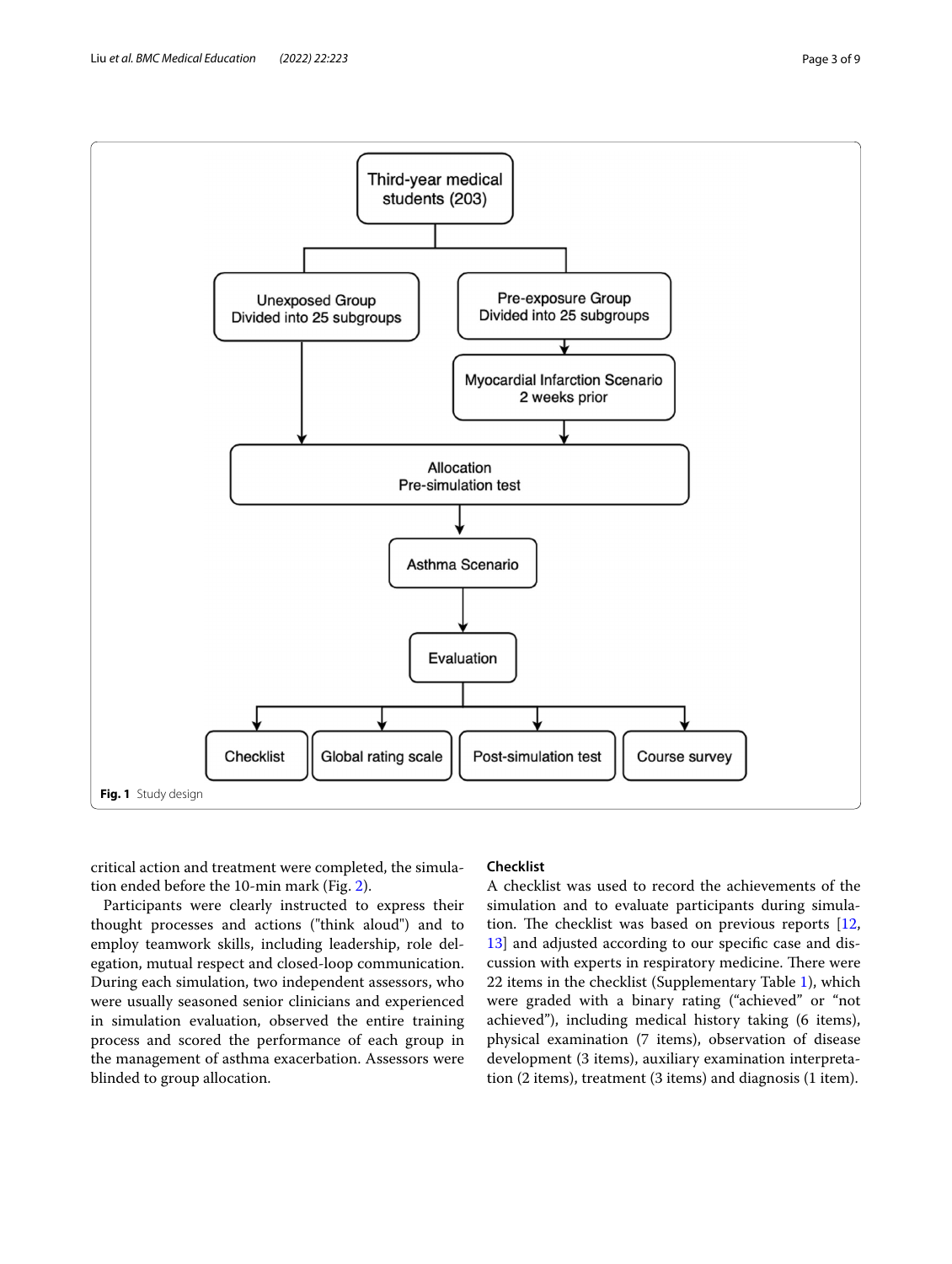Fig. 1 Study design

critical action and treatment were completed, the simulation ended before the 10-min mark (Fig. 2).

Participants were clearly instructed to express their thought processes and actions ("think aloud") and to employ teamwork skills, including leadership, role delegation, mutual respect and closed-loop communication. During each simulation, two independent assessors, who were usually seasoned senior clinicians and experienced in simulation evaluation, observed the entire training process and scored the performance of each group in the management of asthma exacerbation. Assessors were blinded to group allocation.

### Checklist

A checklist was used to record the achievements of the simulation and to evaluate participants during simulation. The checklist was based on previous reports [12, 13] and adjusted according to our specific case and discussion with experts in respiratory medicine. There were 22 items in the checklist (Supplementary Table 1), which were graded with a binary rating ("achieved" or "not achieved"), including medical history taking (6 items), physical examination (7 items), observation of disease development (3 items), auxiliary examination interpretation (2 items), treatment (3 items) and diagnosis (1 item).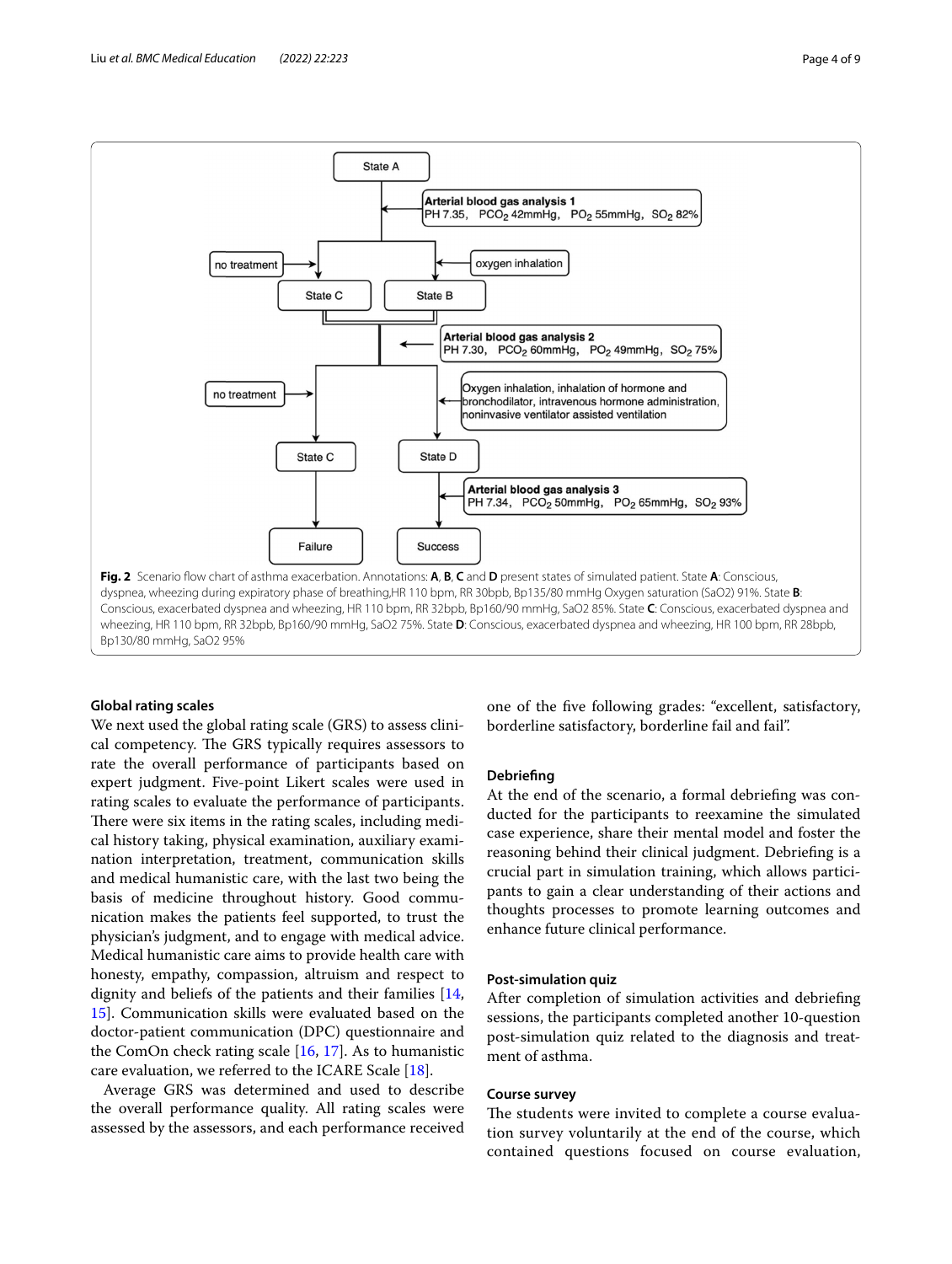State A

Arterial blood gas analysis 1
PH 7.35, $PCO_2$ 42mmHg, $PO_2$ 55mmHg, $SO_2$ 82%

no treatment → State C
oxygen inhalation → State B

Arterial blood gas analysis 2
PH 7.30, $PCO_2$ 60mmHg, $PO_2$ 49mmHg, $SO_2$ 75%

no treatment → State C
Oxygen inhalation, inhalation of hormone and bronchodilator, intravenous hormone administration, noninvasive ventilator assisted ventilation → State D

Arterial blood gas analysis 3
PH 7.34, $PCO_2$ 50mmHg, $PO_2$ 65mmHg, $SO_2$ 93%

State C → Failure
State D → Success

**Fig. 2** Scenario flow chart of asthma exacerbation. Annotations: **A**, **B**, **C** and **D** present states of simulated patient. State **A**: Conscious, dyspnea, wheezing during expiratory phase of breathing,HR 110 bpm, RR 30bpb, Bp135/80 mmHg Oxygen saturation (SaO2) 91%. State **B**: Conscious, exacerbated dyspnea and wheezing, HR 110 bpm, RR 32bpb, Bp160/90 mmHg, SaO2 85%. State **C**: Conscious, exacerbated dyspnea and wheezing, HR 110 bpm, RR 32bpb, Bp160/90 mmHg, SaO2 75%. State **D**: Conscious, exacerbated dyspnea and wheezing, HR 100 bpm, RR 28bpb, Bp130/80 mmHg, SaO2 95%

### Global rating scales

We next used the global rating scale (GRS) to assess clinical competency. The GRS typically requires assessors to rate the overall performance of participants based on expert judgment. Five-point Likert scales were used in rating scales to evaluate the performance of participants. There were six items in the rating scales, including medical history taking, physical examination, auxiliary examination interpretation, treatment, communication skills and medical humanistic care, with the last two being the basis of medicine throughout history. Good communication makes the patients feel supported, to trust the physician's judgment, and to engage with medical advice. Medical humanistic care aims to provide health care with honesty, empathy, compassion, altruism and respect to dignity and beliefs of the patients and their families [14, 15]. Communication skills were evaluated based on the doctor-patient communication (DPC) questionnaire and the ComOn check rating scale [16, 17]. As to humanistic care evaluation, we referred to the ICARE Scale [18].

Average GRS was determined and used to describe the overall performance quality. All rating scales were assessed by the assessors, and each performance received one of the five following grades: "excellent, satisfactory, borderline satisfactory, borderline fail and fail".

### Debriefing

At the end of the scenario, a formal debriefing was conducted for the participants to reexamine the simulated case experience, share their mental model and foster the reasoning behind their clinical judgment. Debriefing is a crucial part in simulation training, which allows participants to gain a clear understanding of their actions and thoughts processes to promote learning outcomes and enhance future clinical performance.

### Post-simulation quiz

After completion of simulation activities and debriefing sessions, the participants completed another 10-question post-simulation quiz related to the diagnosis and treatment of asthma.

### Course survey

The students were invited to complete a course evaluation survey voluntarily at the end of the course, which contained questions focused on course evaluation,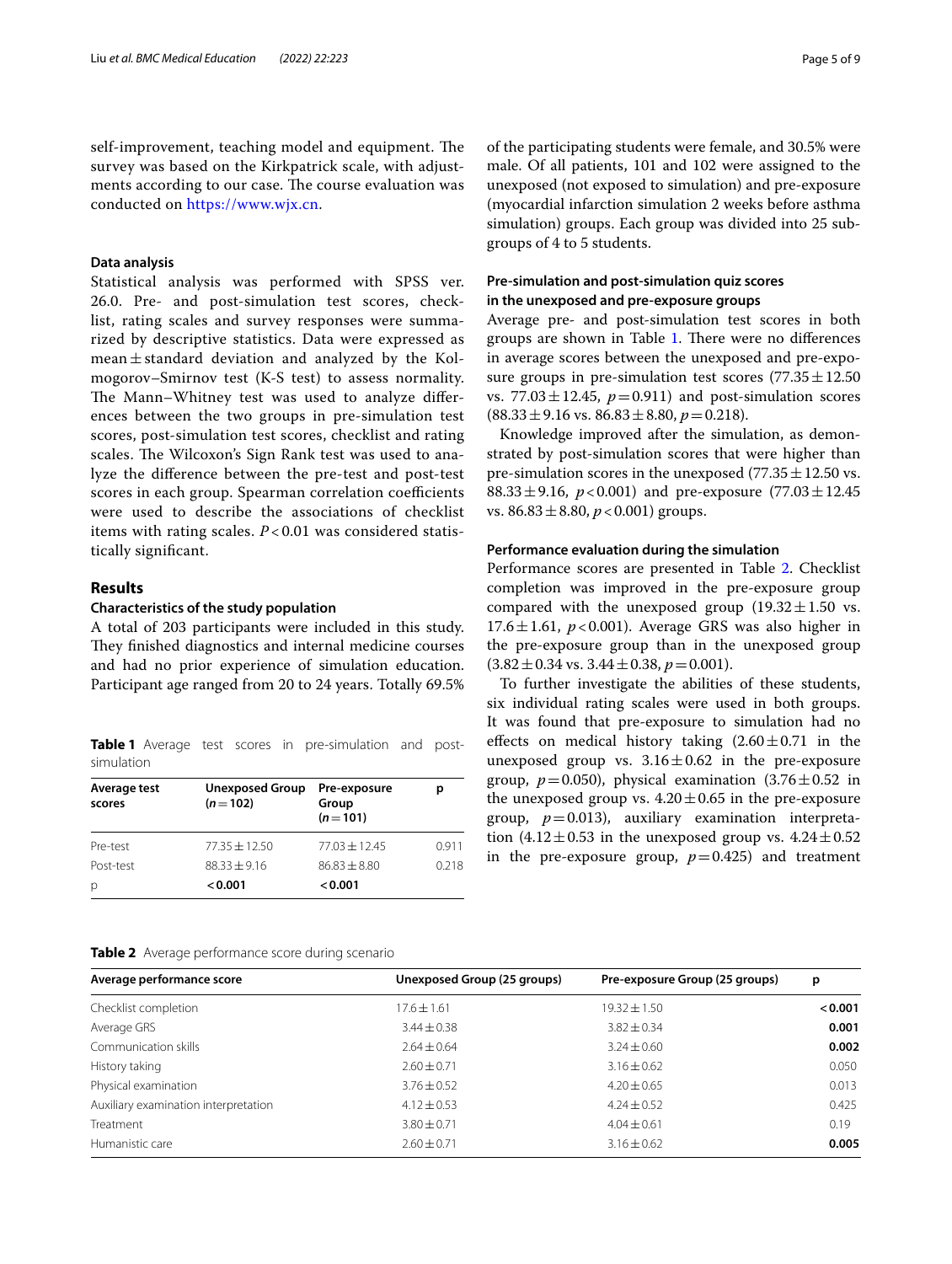self-improvement, teaching model and equipment. The survey was based on the Kirkpatrick scale, with adjustments according to our case. The course evaluation was conducted on https://www.wjx.cn.

### Data analysis

Statistical analysis was performed with SPSS ver. 26.0. Pre- and post-simulation test scores, checklist, rating scales and survey responses were summarized by descriptive statistics. Data were expressed as mean ± standard deviation and analyzed by the Kolmogorov–Smirnov test (K-S test) to assess normality. The Mann–Whitney test was used to analyze differences between the two groups in pre-simulation test scores, post-simulation test scores, checklist and rating scales. The Wilcoxon's Sign Rank test was used to analyze the difference between the pre-test and post-test scores in each group. Spearman correlation coefficients were used to describe the associations of checklist items with rating scales. $P < 0.01$ was considered statistically significant.

## Results

### Characteristics of the study population

A total of 203 participants were included in this study. They finished diagnostics and internal medicine courses and had no prior experience of simulation education. Participant age ranged from 20 to 24 years. Totally 69.5% of the participating students were female, and 30.5% were male. Of all patients, 101 and 102 were assigned to the unexposed (not exposed to simulation) and pre-exposure (myocardial infarction simulation 2 weeks before asthma simulation) groups. Each group was divided into 25 subgroups of 4 to 5 students.

### Pre-simulation and post-simulation quiz scores in the unexposed and pre-exposure groups

Average pre- and post-simulation test scores in both groups are shown in Table 1. There were no differences in average scores between the unexposed and pre-exposure groups in pre-simulation test scores (77.35 ± 12.50 vs. 77.03 ± 12.45, $p = 0.911$) and post-simulation scores (88.33 ± 9.16 vs. 86.83 ± 8.80, $p = 0.218$).

Knowledge improved after the simulation, as demonstrated by post-simulation scores that were higher than pre-simulation scores in the unexposed (77.35 ± 12.50 vs. 88.33 ± 9.16, $p < 0.001$) and pre-exposure (77.03 ± 12.45 vs. 86.83 ± 8.80, $p < 0.001$) groups.

**Table 1** Average test scores in pre-simulation and post-simulation

| Average test scores | Unexposed Group ($n = 102$) | Pre-exposure Group ($n = 101$) | p |
|---|---|---|---|
| Pre-test | 77.35 ± 12.50 | 77.03 ± 12.45 | 0.911 |
| Post-test | 88.33 ± 9.16 | 86.83 ± 8.80 | 0.218 |
| p | **< 0.001** | **< 0.001** | |

### Performance evaluation during the simulation

Performance scores are presented in Table 2. Checklist completion was improved in the pre-exposure group compared with the unexposed group (19.32 ± 1.50 vs. 17.6 ± 1.61, $p < 0.001$). Average GRS was also higher in the pre-exposure group than in the unexposed group (3.82 ± 0.34 vs. 3.44 ± 0.38, $p = 0.001$).

To further investigate the abilities of these students, six individual rating scales were used in both groups. It was found that pre-exposure to simulation had no effects on medical history taking (2.60 ± 0.71 in the unexposed group vs. 3.16 ± 0.62 in the pre-exposure group, $p = 0.050$), physical examination (3.76 ± 0.52 in the unexposed group vs. 4.20 ± 0.65 in the pre-exposure group, $p = 0.013$), auxiliary examination interpretation (4.12 ± 0.53 in the unexposed group vs. 4.24 ± 0.52 in the pre-exposure group, $p = 0.425$) and treatment

**Table 2** Average performance score during scenario

| Average performance score | Unexposed Group (25 groups) | Pre-exposure Group (25 groups) | p |
|---|---|---|---|
| Checklist completion | 17.6 ± 1.61 | 19.32 ± 1.50 | **< 0.001** |
| Average GRS | 3.44 ± 0.38 | 3.82 ± 0.34 | **0.001** |
| Communication skills | 2.64 ± 0.64 | 3.24 ± 0.60 | **0.002** |
| History taking | 2.60 ± 0.71 | 3.16 ± 0.62 | 0.050 |
| Physical examination | 3.76 ± 0.52 | 4.20 ± 0.65 | 0.013 |
| Auxiliary examination interpretation | 4.12 ± 0.53 | 4.24 ± 0.52 | 0.425 |
| Treatment | 3.80 ± 0.71 | 4.04 ± 0.61 | 0.19 |
| Humanistic care | 2.60 ± 0.71 | 3.16 ± 0.62 | **0.005** |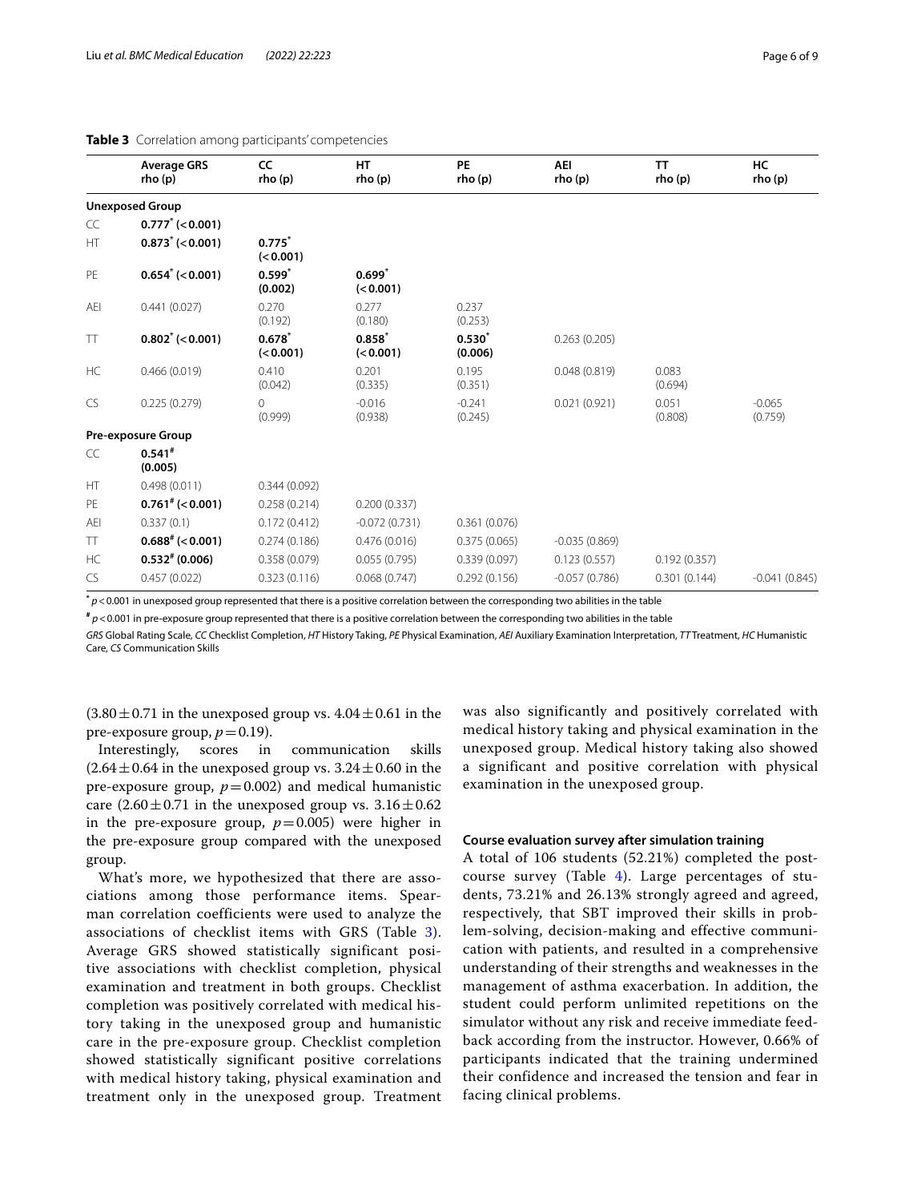**Table 3** Correlation among participants' competencies

| | Average GRS rho (p) | CC rho (p) | HT rho (p) | PE rho (p) | AEI rho (p) | TT rho (p) | HC rho (p) |
|---|---|---|---|---|---|---|---|
| **Unexposed Group** | | | | | | | |
| CC | **0.777*** **(< 0.001)** | | | | | | |
| HT | **0.873*** **(< 0.001)** | **0.775*** **(< 0.001)** | | | | | |
| PE | **0.654*** **(< 0.001)** | **0.599*** **(0.002)** | **0.699*** **(< 0.001)** | | | | |
| AEI | 0.441 (0.027) | 0.270 (0.192) | 0.277 (0.180) | 0.237 (0.253) | | | |
| TT | **0.802*** **(< 0.001)** | **0.678*** **(< 0.001)** | **0.858*** **(< 0.001)** | **0.530*** **(0.006)** | 0.263 (0.205) | | |
| HC | 0.466 (0.019) | 0.410 (0.042) | 0.201 (0.335) | 0.195 (0.351) | 0.048 (0.819) | 0.083 (0.694) | |
| CS | 0.225 (0.279) | 0 (0.999) | -0.016 (0.938) | -0.241 (0.245) | 0.021 (0.921) | 0.051 (0.808) | -0.065 (0.759) |
| **Pre-exposure Group** | | | | | | | |
| CC | **0.541#** **(0.005)** | | | | | | |
| HT | 0.498 (0.011) | 0.344 (0.092) | | | | | |
| PE | **0.761#** **(< 0.001)** | 0.258 (0.214) | 0.200 (0.337) | | | | |
| AEI | 0.337 (0.1) | 0.172 (0.412) | -0.072 (0.731) | 0.361 (0.076) | | | |
| TT | **0.688#** **(< 0.001)** | 0.274 (0.186) | 0.476 (0.016) | 0.375 (0.065) | -0.035 (0.869) | | |
| HC | **0.532#** **(0.006)** | 0.358 (0.079) | 0.055 (0.795) | 0.339 (0.097) | 0.123 (0.557) | 0.192 (0.357) | |
| CS | 0.457 (0.022) | 0.323 (0.116) | 0.068 (0.747) | 0.292 (0.156) | -0.057 (0.786) | 0.301 (0.144) | -0.041 (0.845) |

* $p < 0.001$ in unexposed group represented that there is a positive correlation between the corresponding two abilities in the table

# $p < 0.001$ in pre-exposure group represented that there is a positive correlation between the corresponding two abilities in the table

*GRS* Global Rating Scale, *CC* Checklist Completion, *HT* History Taking, *PE* Physical Examination, *AEI* Auxiliary Examination Interpretation, *TT* Treatment, *HC* Humanistic Care, *CS* Communication Skills

($3.80 \pm 0.71$ in the unexposed group vs. $4.04 \pm 0.61$ in the pre-exposure group, $p = 0.19$).

Interestingly, scores in communication skills ($2.64 \pm 0.64$ in the unexposed group vs. $3.24 \pm 0.60$ in the pre-exposure group, $p = 0.002$) and medical humanistic care ($2.60 \pm 0.71$ in the unexposed group vs. $3.16 \pm 0.62$ in the pre-exposure group, $p = 0.005$) were higher in the pre-exposure group compared with the unexposed group.

What's more, we hypothesized that there are associations among those performance items. Spearman correlation coefficients were used to analyze the associations of checklist items with GRS (Table 3). Average GRS showed statistically significant positive associations with checklist completion, physical examination and treatment in both groups. Checklist completion was positively correlated with medical history taking in the unexposed group and humanistic care in the pre-exposure group. Checklist completion showed statistically significant positive correlations with medical history taking, physical examination and treatment only in the unexposed group. Treatment was also significantly and positively correlated with medical history taking and physical examination in the unexposed group. Medical history taking also showed a significant and positive correlation with physical examination in the unexposed group.

### Course evaluation survey after simulation training

A total of 106 students (52.21%) completed the post-course survey (Table 4). Large percentages of students, 73.21% and 26.13% strongly agreed and agreed, respectively, that SBT improved their skills in problem-solving, decision-making and effective communication with patients, and resulted in a comprehensive understanding of their strengths and weaknesses in the management of asthma exacerbation. In addition, the student could perform unlimited repetitions on the simulator without any risk and receive immediate feedback according from the instructor. However, 0.66% of participants indicated that the training undermined their confidence and increased the tension and fear in facing clinical problems.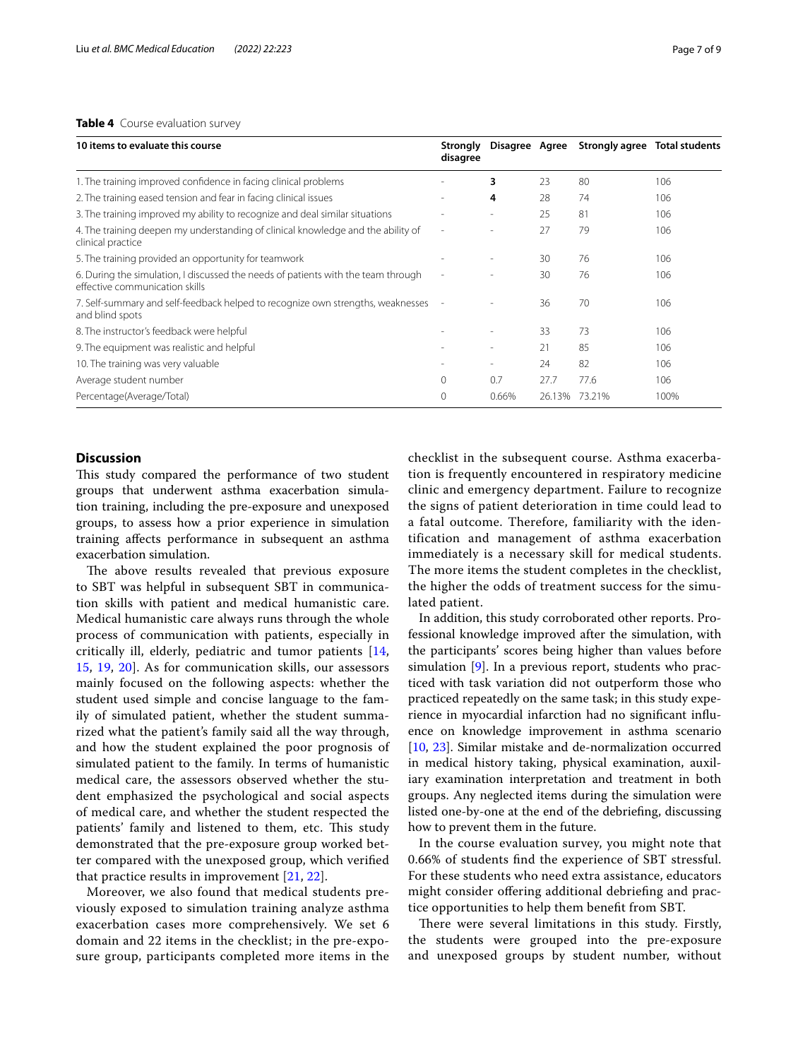**Table 4** Course evaluation survey

| 10 items to evaluate this course | Strongly disagree | Disagree | Agree | Strongly agree | Total students |
|---|---|---|---|---|---|
| 1. The training improved confidence in facing clinical problems | - | **3** | 23 | 80 | 106 |
| 2. The training eased tension and fear in facing clinical issues | - | **4** | 28 | 74 | 106 |
| 3. The training improved my ability to recognize and deal similar situations | - | - | 25 | 81 | 106 |
| 4. The training deepen my understanding of clinical knowledge and the ability of clinical practice | - | - | 27 | 79 | 106 |
| 5. The training provided an opportunity for teamwork | - | - | 30 | 76 | 106 |
| 6. During the simulation, I discussed the needs of patients with the team through effective communication skills | - | - | 30 | 76 | 106 |
| 7. Self-summary and self-feedback helped to recognize own strengths, weaknesses and blind spots | - | - | 36 | 70 | 106 |
| 8. The instructor's feedback were helpful | - | - | 33 | 73 | 106 |
| 9. The equipment was realistic and helpful | - | - | 21 | 85 | 106 |
| 10. The training was very valuable | - | - | 24 | 82 | 106 |
| Average student number | 0 | 0.7 | 27.7 | 77.6 | 106 |
| Percentage(Average/Total) | 0 | 0.66% | 26.13% | 73.21% | 100% |

## Discussion

This study compared the performance of two student groups that underwent asthma exacerbation simulation training, including the pre-exposure and unexposed groups, to assess how a prior experience in simulation training affects performance in subsequent an asthma exacerbation simulation.

The above results revealed that previous exposure to SBT was helpful in subsequent SBT in communication skills with patient and medical humanistic care. Medical humanistic care always runs through the whole process of communication with patients, especially in critically ill, elderly, pediatric and tumor patients [14, 15, 19, 20]. As for communication skills, our assessors mainly focused on the following aspects: whether the student used simple and concise language to the family of simulated patient, whether the student summarized what the patient's family said all the way through, and how the student explained the poor prognosis of simulated patient to the family. In terms of humanistic medical care, the assessors observed whether the student emphasized the psychological and social aspects of medical care, and whether the student respected the patients' family and listened to them, etc. This study demonstrated that the pre-exposure group worked better compared with the unexposed group, which verified that practice results in improvement [21, 22].

Moreover, we also found that medical students previously exposed to simulation training analyze asthma exacerbation cases more comprehensively. We set 6 domain and 22 items in the checklist; in the pre-exposure group, participants completed more items in the checklist in the subsequent course. Asthma exacerbation is frequently encountered in respiratory medicine clinic and emergency department. Failure to recognize the signs of patient deterioration in time could lead to a fatal outcome. Therefore, familiarity with the identification and management of asthma exacerbation immediately is a necessary skill for medical students. The more items the student completes in the checklist, the higher the odds of treatment success for the simulated patient.

In addition, this study corroborated other reports. Professional knowledge improved after the simulation, with the participants' scores being higher than values before simulation [9]. In a previous report, students who practiced with task variation did not outperform those who practiced repeatedly on the same task; in this study experience in myocardial infarction had no significant influence on knowledge improvement in asthma scenario [10, 23]. Similar mistake and de-normalization occurred in medical history taking, physical examination, auxiliary examination interpretation and treatment in both groups. Any neglected items during the simulation were listed one-by-one at the end of the debriefing, discussing how to prevent them in the future.

In the course evaluation survey, you might note that 0.66% of students find the experience of SBT stressful. For these students who need extra assistance, educators might consider offering additional debriefing and practice opportunities to help them benefit from SBT.

There were several limitations in this study. Firstly, the students were grouped into the pre-exposure and unexposed groups by student number, without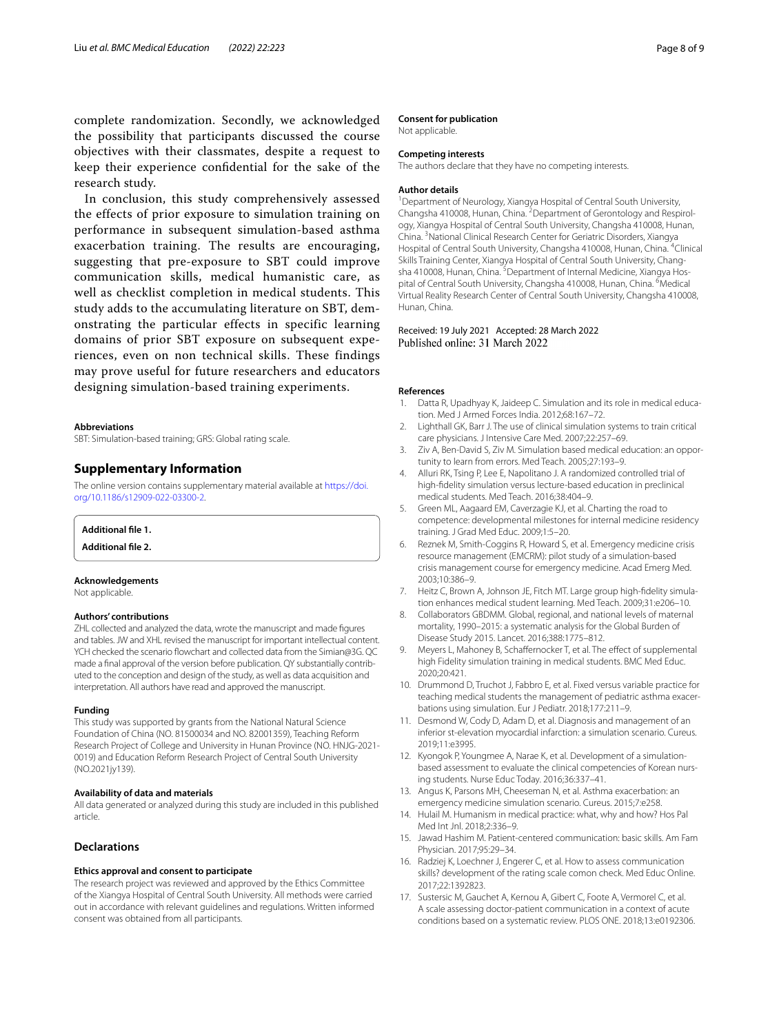complete randomization. Secondly, we acknowledged the possibility that participants discussed the course objectives with their classmates, despite a request to keep their experience confidential for the sake of the research study.

In conclusion, this study comprehensively assessed the effects of prior exposure to simulation training on performance in subsequent simulation-based asthma exacerbation training. The results are encouraging, suggesting that pre-exposure to SBT could improve communication skills, medical humanistic care, as well as checklist completion in medical students. This study adds to the accumulating literature on SBT, demonstrating the particular effects in specific learning domains of prior SBT exposure on subsequent experiences, even on non technical skills. These findings may prove useful for future researchers and educators designing simulation-based training experiments.

#### Abbreviations

SBT: Simulation-based training; GRS: Global rating scale.

## Supplementary Information

The online version contains supplementary material available at https://doi.org/10.1186/s12909-022-03300-2.

**Additional file 1.**

**Additional file 2.**

#### Acknowledgements

Not applicable.

#### Authors' contributions

ZHL collected and analyzed the data, wrote the manuscript and made figures and tables. JW and XHL revised the manuscript for important intellectual content. YCH checked the scenario flowchart and collected data from the Simian@3G. QC made a final approval of the version before publication. QY substantially contributed to the conception and design of the study, as well as data acquisition and interpretation. All authors have read and approved the manuscript.

#### Funding

This study was supported by grants from the National Natural Science Foundation of China (NO. 81500034 and NO. 82001359), Teaching Reform Research Project of College and University in Hunan Province (NO. HNJG-2021-0019) and Education Reform Research Project of Central South University (NO.2021jy139).

#### Availability of data and materials

All data generated or analyzed during this study are included in this published article.

## Declarations

#### Ethics approval and consent to participate

The research project was reviewed and approved by the Ethics Committee of the Xiangya Hospital of Central South University. All methods were carried out in accordance with relevant guidelines and regulations. Written informed consent was obtained from all participants.

#### Consent for publication

Not applicable.

#### Competing interests

The authors declare that they have no competing interests.

#### Author details

[1]Department of Neurology, Xiangya Hospital of Central South University, Changsha 410008, Hunan, China. [2]Department of Gerontology and Respirology, Xiangya Hospital of Central South University, Changsha 410008, Hunan, China. [3]National Clinical Research Center for Geriatric Disorders, Xiangya Hospital of Central South University, Changsha 410008, Hunan, China. [4]Clinical Skills Training Center, Xiangya Hospital of Central South University, Changsha 410008, Hunan, China. [5]Department of Internal Medicine, Xiangya Hospital of Central South University, Changsha 410008, Hunan, China. [6]Medical Virtual Reality Research Center of Central South University, Changsha 410008, Hunan, China.

Received: 19 July 2021 Accepted: 28 March 2022
Published online: 31 March 2022

#### References

1. Datta R, Upadhyay K, Jaideep C. Simulation and its role in medical education. Med J Armed Forces India. 2012;68:167–72.
2. Lighthall GK, Barr J. The use of clinical simulation systems to train critical care physicians. J Intensive Care Med. 2007;22:257–69.
3. Ziv A, Ben-David S, Ziv M. Simulation based medical education: an opportunity to learn from errors. Med Teach. 2005;27:193–9.
4. Alluri RK, Tsing P, Lee E, Napolitano J. A randomized controlled trial of high-fidelity simulation versus lecture-based education in preclinical medical students. Med Teach. 2016;38:404–9.
5. Green ML, Aagaard EM, Caverzagie KJ, et al. Charting the road to competence: developmental milestones for internal medicine residency training. J Grad Med Educ. 2009;1:5–20.
6. Reznek M, Smith-Coggins R, Howard S, et al. Emergency medicine crisis resource management (EMCRM): pilot study of a simulation-based crisis management course for emergency medicine. Acad Emerg Med. 2003;10:386–9.
7. Heitz C, Brown A, Johnson JE, Fitch MT. Large group high-fidelity simulation enhances medical student learning. Med Teach. 2009;31:e206–10.
8. Collaborators GBDMM. Global, regional, and national levels of maternal mortality, 1990–2015: a systematic analysis for the Global Burden of Disease Study 2015. Lancet. 2016;388:1775–812.
9. Meyers L, Mahoney B, Schaffernocker T, et al. The effect of supplemental high Fidelity simulation training in medical students. BMC Med Educ. 2020;20:421.
10. Drummond D, Truchot J, Fabbro E, et al. Fixed versus variable practice for teaching medical students the management of pediatric asthma exacerbations using simulation. Eur J Pediatr. 2018;177:211–9.
11. Desmond W, Cody D, Adam D, et al. Diagnosis and management of an inferior st-elevation myocardial infarction: a simulation scenario. Cureus. 2019;11:e3995.
12. Kyongok P, Youngmee A, Narae K, et al. Development of a simulation-based assessment to evaluate the clinical competencies of Korean nursing students. Nurse Educ Today. 2016;36:337–41.
13. Angus K, Parsons MH, Cheeseman N, et al. Asthma exacerbation: an emergency medicine simulation scenario. Cureus. 2015;7:e258.
14. Hulail M. Humanism in medical practice: what, why and how? Hos Pal Med Int Jnl. 2018;2:336–9.
15. Jawad Hashim M. Patient-centered communication: basic skills. Am Fam Physician. 2017;95:29–34.
16. Radziej K, Loechner J, Engerer C, et al. How to assess communication skills? development of the rating scale comon check. Med Educ Online. 2017;22:1392823.
17. Sustersic M, Gauchet A, Kernou A, Gibert C, Foote A, Vermorel C, et al. A scale assessing doctor-patient communication in a context of acute conditions based on a systematic review. PLOS ONE. 2018;13:e0192306.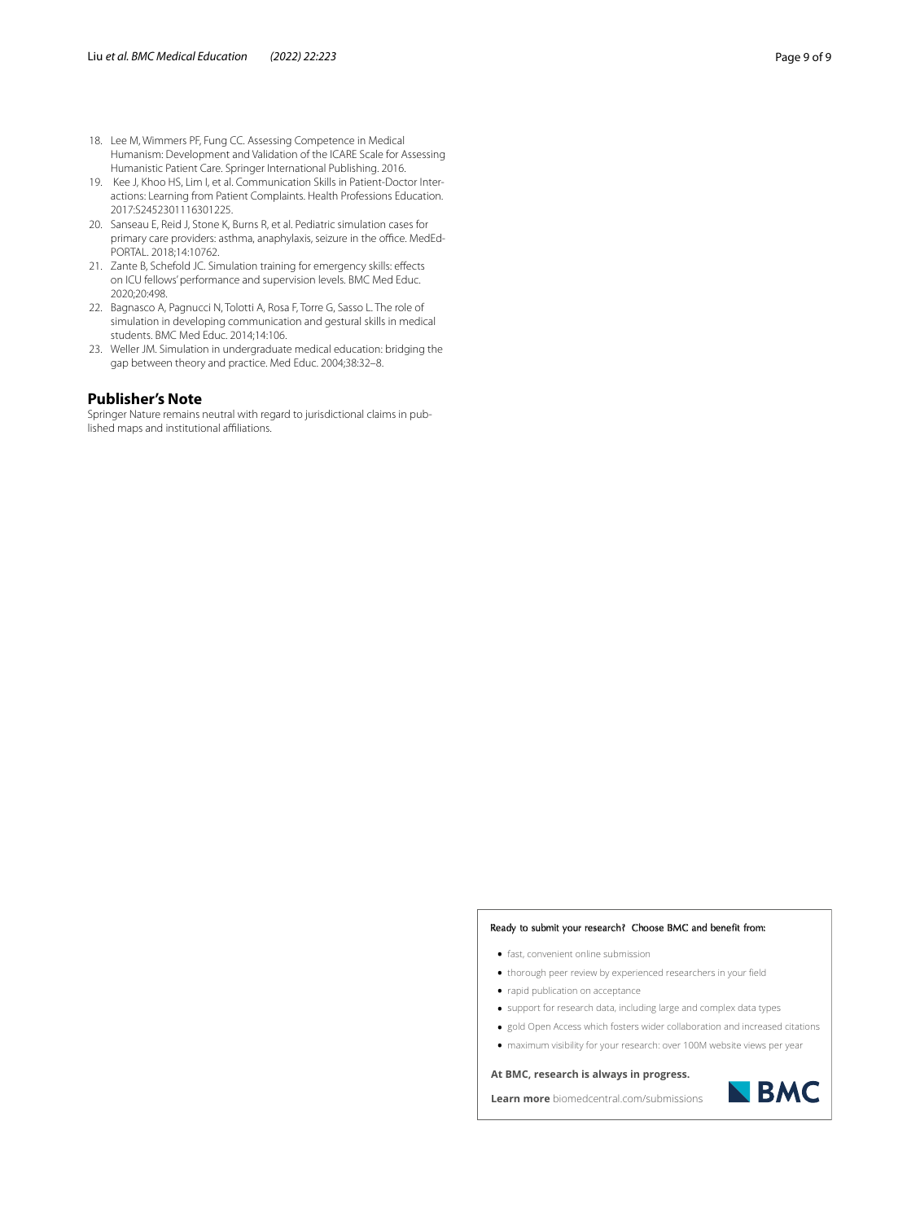18. Lee M, Wimmers PF, Fung CC. Assessing Competence in Medical Humanism: Development and Validation of the ICARE Scale for Assessing Humanistic Patient Care. Springer International Publishing. 2016.
19. Kee J, Khoo HS, Lim I, et al. Communication Skills in Patient-Doctor Interactions: Learning from Patient Complaints. Health Professions Education. 2017:S2452301116301225.
20. Sanseau E, Reid J, Stone K, Burns R, et al. Pediatric simulation cases for primary care providers: asthma, anaphylaxis, seizure in the office. MedEdPORTAL. 2018;14:10762.
21. Zante B, Schefold JC. Simulation training for emergency skills: effects on ICU fellows' performance and supervision levels. BMC Med Educ. 2020;20:498.
22. Bagnasco A, Pagnucci N, Tolotti A, Rosa F, Torre G, Sasso L. The role of simulation in developing communication and gestural skills in medical students. BMC Med Educ. 2014;14:106.
23. Weller JM. Simulation in undergraduate medical education: bridging the gap between theory and practice. Med Educ. 2004;38:32–8.

## Publisher's Note

Springer Nature remains neutral with regard to jurisdictional claims in published maps and institutional affiliations.

Ready to submit your research? Choose BMC and benefit from:

- fast, convenient online submission
- thorough peer review by experienced researchers in your field
- rapid publication on acceptance
- support for research data, including large and complex data types
- gold Open Access which fosters wider collaboration and increased citations
- maximum visibility for your research: over 100M website views per year

**At BMC, research is always in progress.**

**Learn more** biomedcentral.com/submissions

BMC